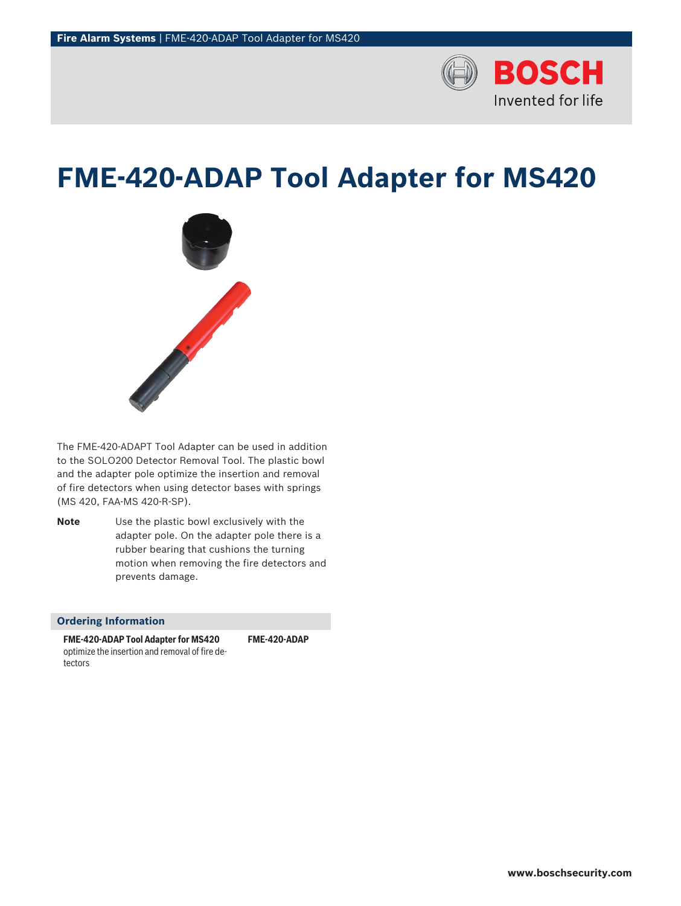# FME-420-ADAP Tool Adapter for MS420

The FME-420-ADAPT Tool Adapter can be used in addition to the SOLO200 Detector Removal Tool. The plastic bowl and the adapter pole optimize the insertion and removal of fire detectors when using detector bases with springs (MS 420, FAA-MS 420-R-SP).

**Note** Use the plastic bowl exclusively with the adapter pole. On the adapter pole there is a rubber bearing that cushions the turning motion when removing the fire detectors and prevents damage.

## Ordering Information

| | |
|---|---|
| **FME-420-ADAP Tool Adapter for MS420**<br>optimize the insertion and removal of fire detectors | **FME-420-ADAP** |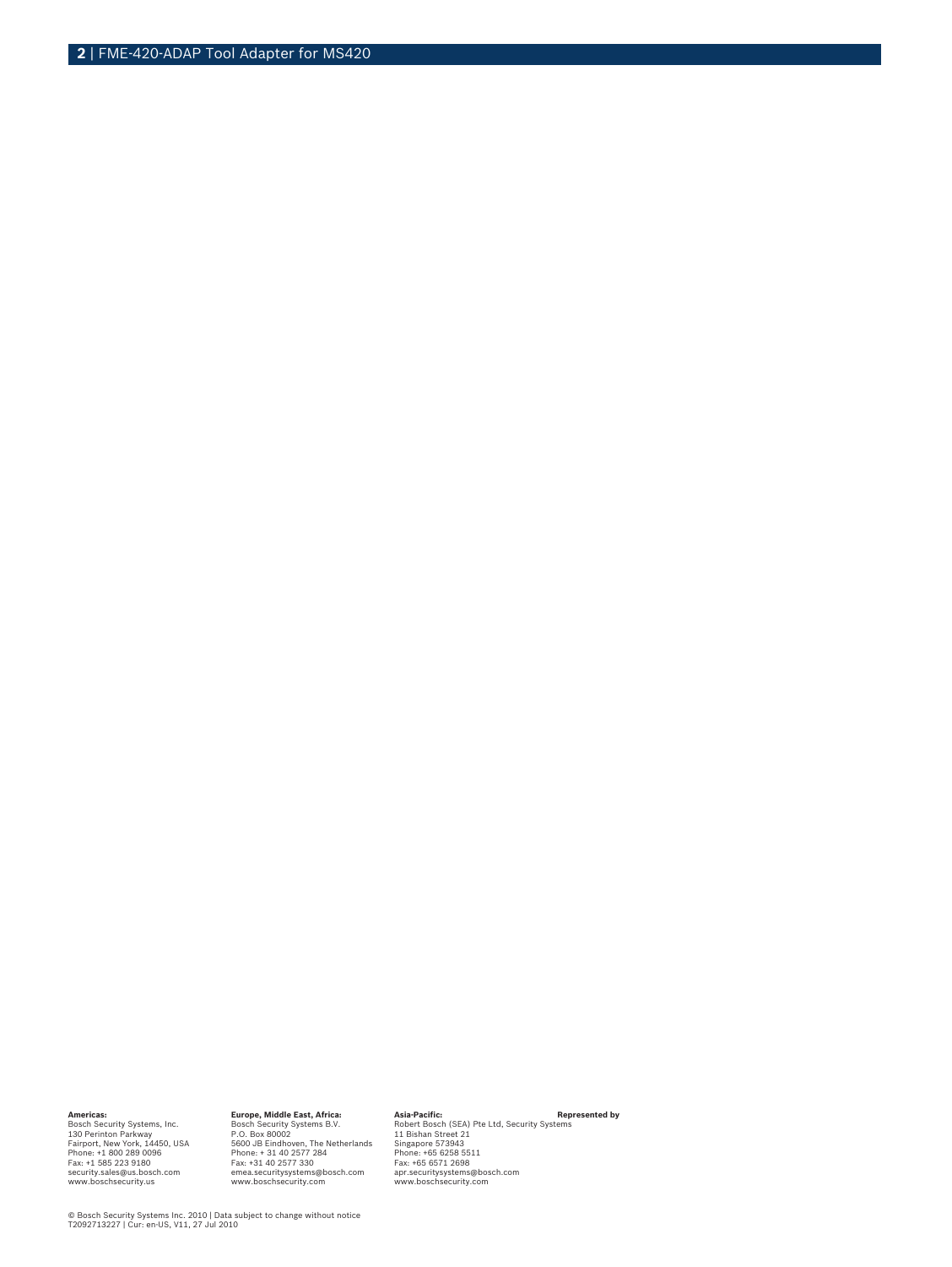**Americas:**
Bosch Security Systems, Inc.
130 Perinton Parkway
Fairport, New York, 14450, USA
Phone: +1 800 289 0096
Fax: +1 585 223 9180
security.sales@us.bosch.com
www.boschsecurity.us

**Europe, Middle East, Africa:**
Bosch Security Systems B.V.
P.O. Box 80002
5600 JB Eindhoven, The Netherlands
Phone: + 31 40 2577 284
Fax: +31 40 2577 330
emea.securitysystems@bosch.com
www.boschsecurity.com

**Asia-Pacific:**
Robert Bosch (SEA) Pte Ltd, Security Systems
11 Bishan Street 21
Singapore 573943
Phone: +65 6258 5511
Fax: +65 6571 2698
apr.securitysystems@bosch.com
www.boschsecurity.com

**Represented by**

© Bosch Security Systems Inc. 2010 | Data subject to change without notice
T2092713227 | Cur: en-US, V11, 27 Jul 2010